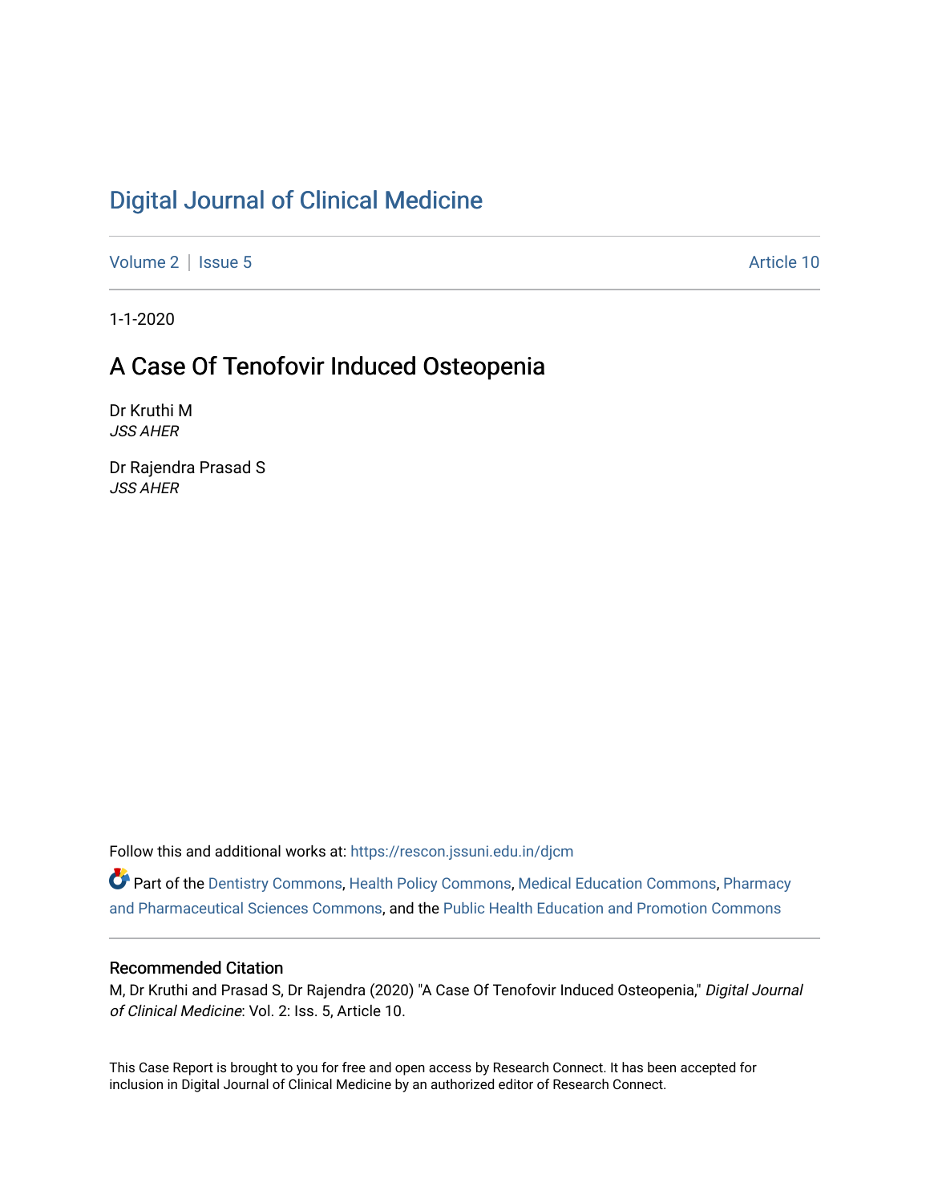# Digital Journal of Clinical Medicine

Volume 2 | Issue 5 — Article 10

1-1-2020

## A Case Of Tenofovir Induced Osteopenia

Dr Kruthi M
*JSS AHER*

Dr Rajendra Prasad S
*JSS AHER*

Follow this and additional works at: https://rescon.jssuni.edu.in/djcm

Part of the Dentistry Commons, Health Policy Commons, Medical Education Commons, Pharmacy and Pharmaceutical Sciences Commons, and the Public Health Education and Promotion Commons

### Recommended Citation

M, Dr Kruthi and Prasad S, Dr Rajendra (2020) "A Case Of Tenofovir Induced Osteopenia," *Digital Journal of Clinical Medicine*: Vol. 2: Iss. 5, Article 10.

This Case Report is brought to you for free and open access by Research Connect. It has been accepted for inclusion in Digital Journal of Clinical Medicine by an authorized editor of Research Connect.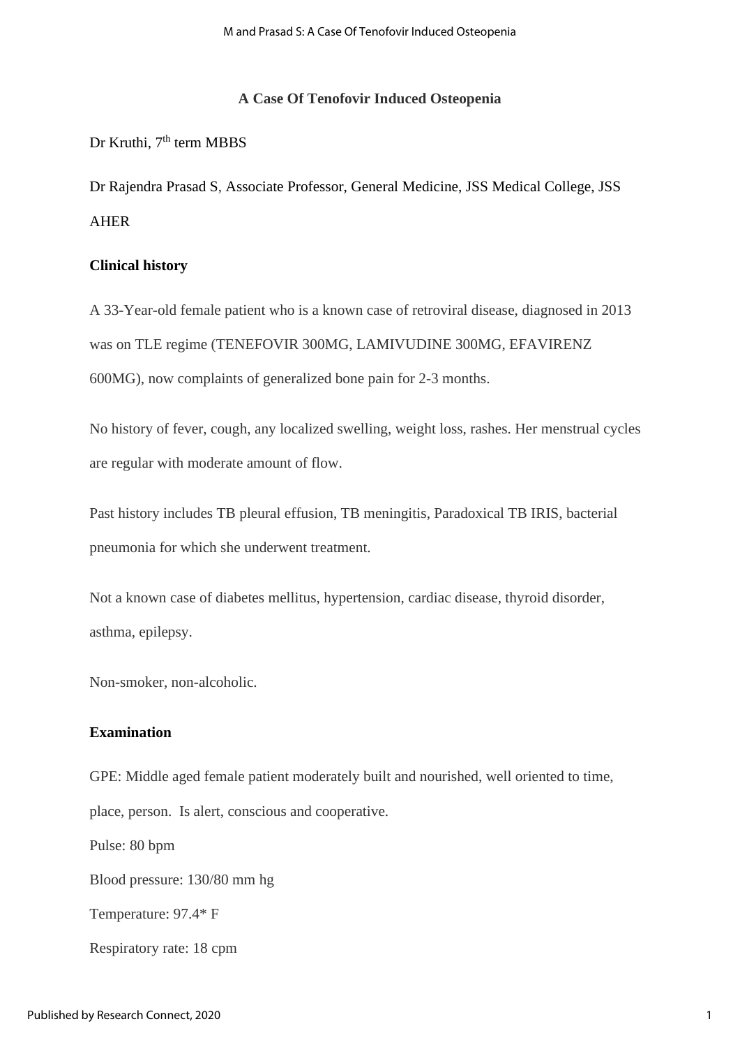# A Case Of Tenofovir Induced Osteopenia

Dr Kruthi, 7th term MBBS

Dr Rajendra Prasad S, Associate Professor, General Medicine, JSS Medical College, JSS AHER

**Clinical history**

A 33-Year-old female patient who is a known case of retroviral disease, diagnosed in 2013 was on TLE regime (TENEFOVIR 300MG, LAMIVUDINE 300MG, EFAVIRENZ 600MG), now complaints of generalized bone pain for 2-3 months.

No history of fever, cough, any localized swelling, weight loss, rashes. Her menstrual cycles are regular with moderate amount of flow.

Past history includes TB pleural effusion, TB meningitis, Paradoxical TB IRIS, bacterial pneumonia for which she underwent treatment.

Not a known case of diabetes mellitus, hypertension, cardiac disease, thyroid disorder, asthma, epilepsy.

Non-smoker, non-alcoholic.

**Examination**

GPE: Middle aged female patient moderately built and nourished, well oriented to time, place, person. Is alert, conscious and cooperative.

Pulse: 80 bpm

Blood pressure: 130/80 mm hg

Temperature: 97.4* F

Respiratory rate: 18 cpm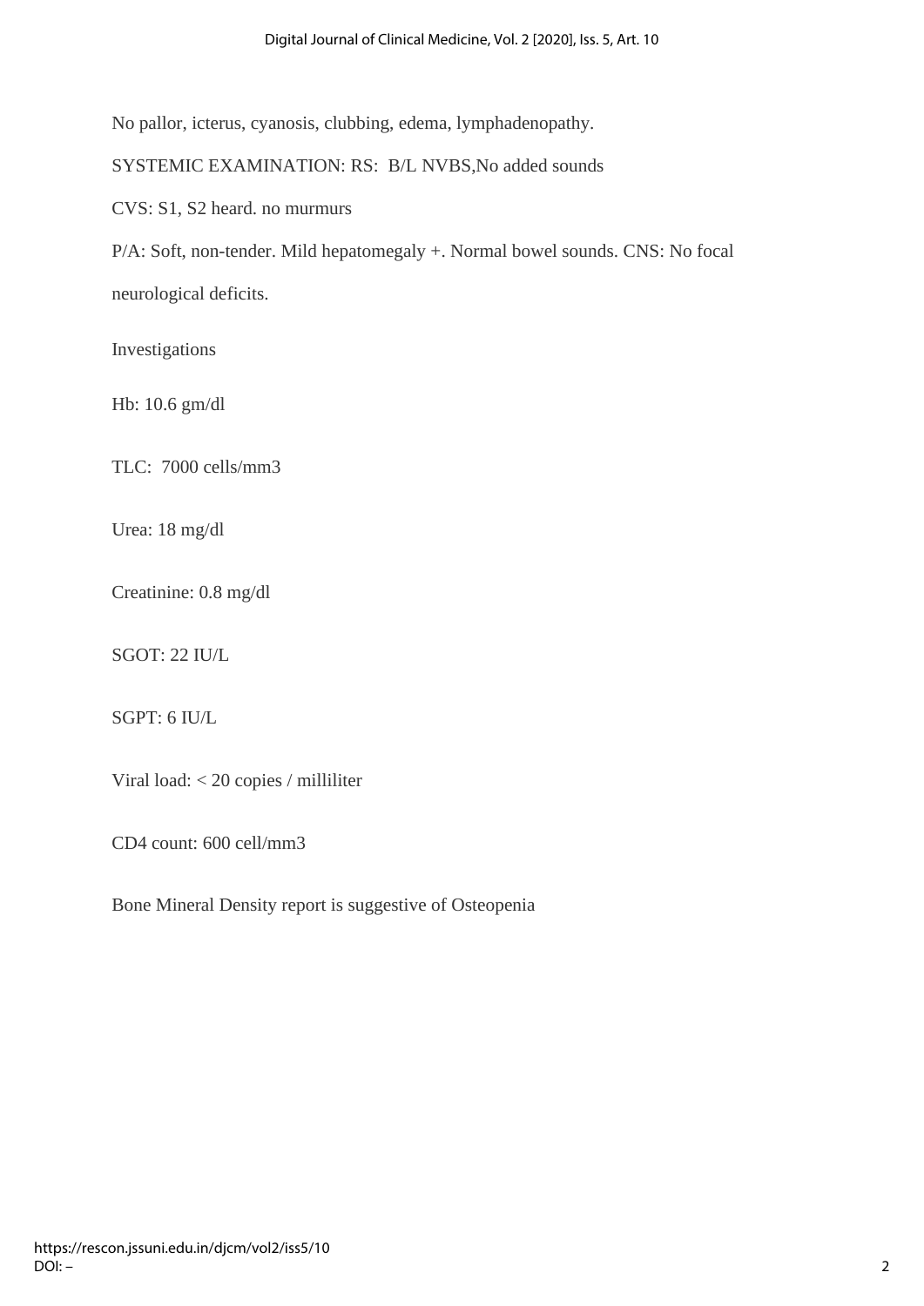No pallor, icterus, cyanosis, clubbing, edema, lymphadenopathy.

SYSTEMIC EXAMINATION: RS: B/L NVBS,No added sounds

CVS: S1, S2 heard. no murmurs

P/A: Soft, non-tender. Mild hepatomegaly +. Normal bowel sounds. CNS: No focal neurological deficits.

Investigations

Hb: 10.6 gm/dl

TLC: 7000 cells/mm3

Urea: 18 mg/dl

Creatinine: 0.8 mg/dl

SGOT: 22 IU/L

SGPT: 6 IU/L

Viral load: < 20 copies / milliliter

CD4 count: 600 cell/mm3

Bone Mineral Density report is suggestive of Osteopenia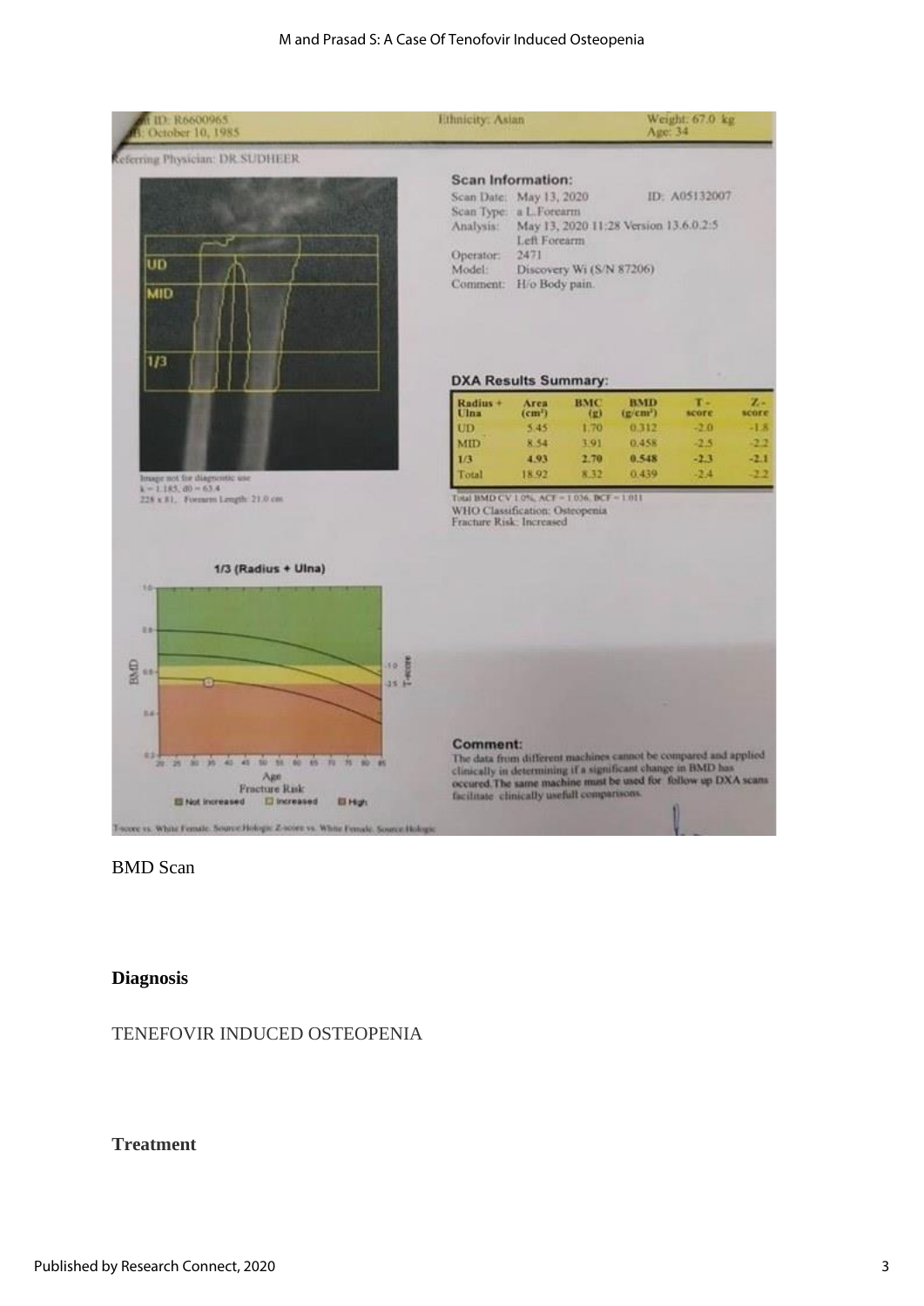| ID: R6600965 | Ethnicity: Asian | Weight: 67.0 kg |
| --- | --- | --- |
| B: October 10, 1985 | | Age: 34 |

Referring Physician: DR.SUDHEER

**Scan Information:**

Scan Date: May 13, 2020 ID: A05132007

Scan Type: a L.Forearm

Analysis: May 13, 2020 11:28 Version 13.6.0.2:5 Left Forearm

Operator: 2471

Model: Discovery Wi (S/N 87206)

Comment: H/o Body pain.

Image not for diagnostic use
k = 1.185, d0 = 63.4
228 x 81, Forearm Length: 21.0 cm

**DXA Results Summary:**

| Radius + Ulna | Area (cm²) | BMC (g) | BMD (g/cm²) | T - score | Z - score |
| --- | --- | --- | --- | --- | --- |
| UD | 5.45 | 1.70 | 0.312 | -2.0 | -1.8 |
| MID | 8.54 | 3.91 | 0.458 | -2.5 | -2.2 |
| **1/3** | **4.93** | **2.70** | **0.548** | **-2.3** | **-2.1** |
| Total | 18.92 | 8.32 | 0.439 | -2.4 | -2.2 |

Total BMD CV 1.0%, ACF = 1.036, BCF = 1.011

WHO Classification: Osteopenia

Fracture Risk: Increased

1/3 (Radius + Ulna)

Fracture Risk: Not Increased, Increased, High

T-score vs. White Female. Source:Hologic Z-score vs. White Female. Source:Hologic

**Comment:**
The data from different machines cannot be compared and applied clinically in determining if a significant change in BMD has occured.The same machine must be used for follow up DXA scans facilitate clinically usefull comparisons.

BMD Scan

**Diagnosis**

TENEFOVIR INDUCED OSTEOPENIA

**Treatment**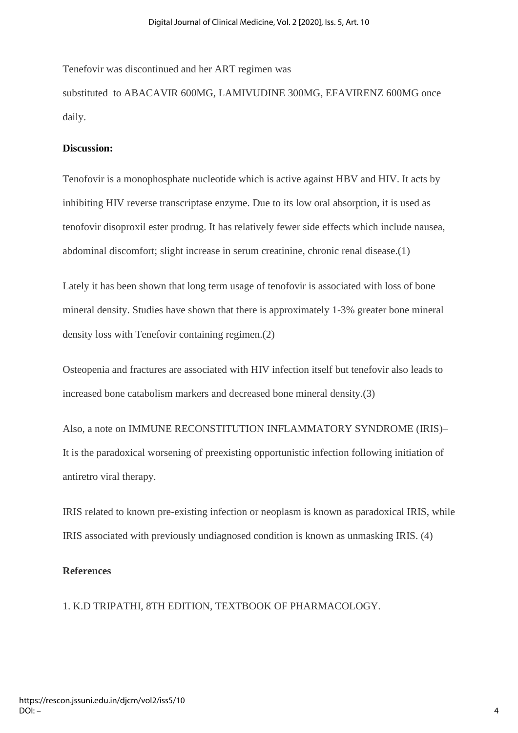Tenefovir was discontinued and her ART regimen was substituted to ABACAVIR 600MG, LAMIVUDINE 300MG, EFAVIRENZ 600MG once daily.

**Discussion:**

Tenofovir is a monophosphate nucleotide which is active against HBV and HIV. It acts by inhibiting HIV reverse transcriptase enzyme. Due to its low oral absorption, it is used as tenofovir disoproxil ester prodrug. It has relatively fewer side effects which include nausea, abdominal discomfort; slight increase in serum creatinine, chronic renal disease.(1)

Lately it has been shown that long term usage of tenofovir is associated with loss of bone mineral density. Studies have shown that there is approximately 1-3% greater bone mineral density loss with Tenefovir containing regimen.(2)

Osteopenia and fractures are associated with HIV infection itself but tenefovir also leads to increased bone catabolism markers and decreased bone mineral density.(3)

Also, a note on IMMUNE RECONSTITUTION INFLAMMATORY SYNDROME (IRIS)– It is the paradoxical worsening of preexisting opportunistic infection following initiation of antiretro viral therapy.

IRIS related to known pre-existing infection or neoplasm is known as paradoxical IRIS, while IRIS associated with previously undiagnosed condition is known as unmasking IRIS. (4)

**References**

1. K.D TRIPATHI, 8TH EDITION, TEXTBOOK OF PHARMACOLOGY.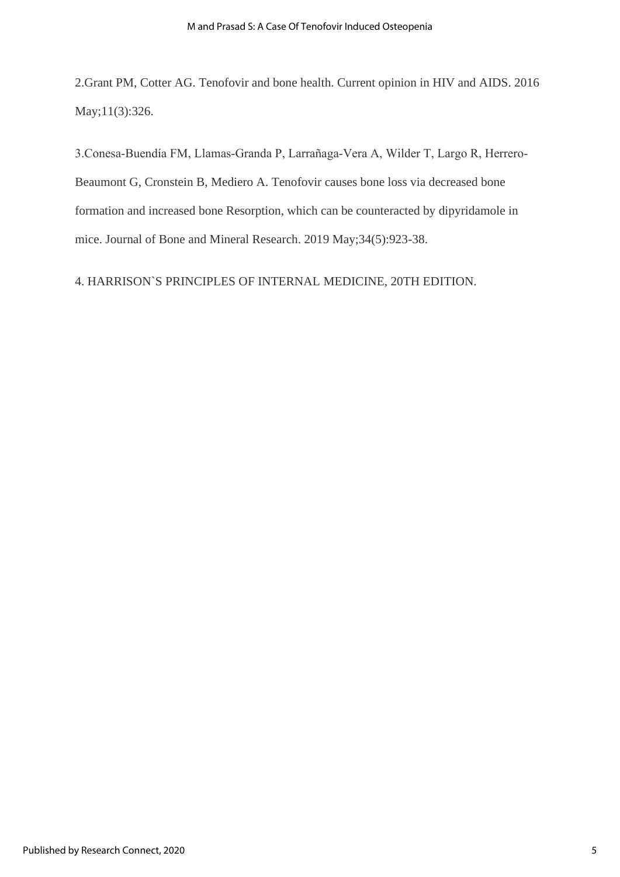2.Grant PM, Cotter AG. Tenofovir and bone health. Current opinion in HIV and AIDS. 2016 May;11(3):326.

3.Conesa-Buendía FM, Llamas-Granda P, Larrañaga-Vera A, Wilder T, Largo R, Herrero-Beaumont G, Cronstein B, Mediero A. Tenofovir causes bone loss via decreased bone formation and increased bone Resorption, which can be counteracted by dipyridamole in mice. Journal of Bone and Mineral Research. 2019 May;34(5):923-38.

4. HARRISON`S PRINCIPLES OF INTERNAL MEDICINE, 20TH EDITION.